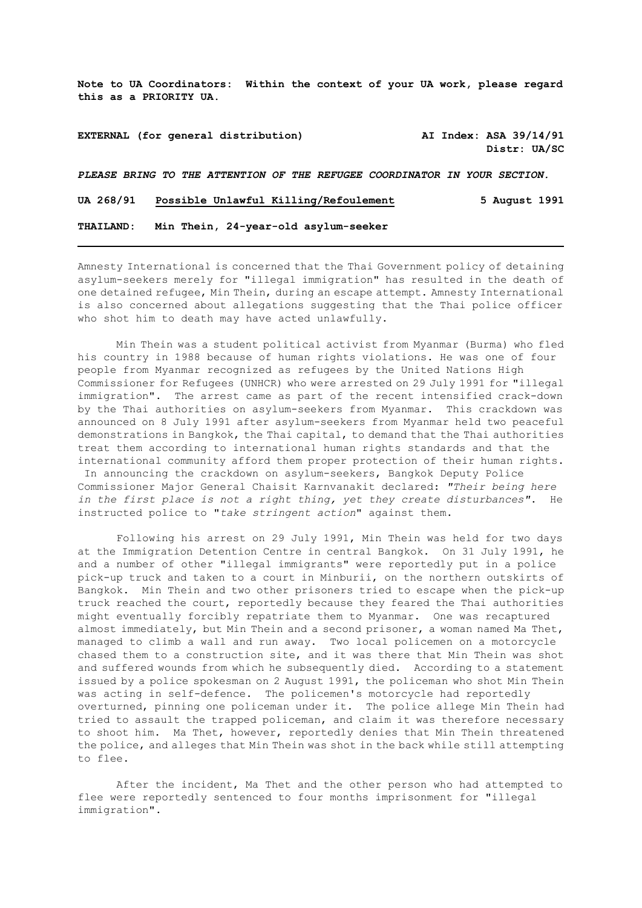**Note to UA Coordinators: Within the context of your UA work, please regard this as a PRIORITY UA.**

**EXTERNAL (for general distribution)** **AI Index: ASA 39/14/91**
**Distr: UA/SC**

***PLEASE BRING TO THE ATTENTION OF THE REFUGEE COORDINATOR IN YOUR SECTION.***

**UA 268/91** **Possible Unlawful Killing/Refoulement** **5 August 1991**

**THAILAND: Min Thein, 24-year-old asylum-seeker**

---

Amnesty International is concerned that the Thai Government policy of detaining asylum-seekers merely for "illegal immigration" has resulted in the death of one detained refugee, Min Thein, during an escape attempt. Amnesty International is also concerned about allegations suggesting that the Thai police officer who shot him to death may have acted unlawfully.

Min Thein was a student political activist from Myanmar (Burma) who fled his country in 1988 because of human rights violations. He was one of four people from Myanmar recognized as refugees by the United Nations High Commissioner for Refugees (UNHCR) who were arrested on 29 July 1991 for "illegal immigration". The arrest came as part of the recent intensified crack-down by the Thai authorities on asylum-seekers from Myanmar. This crackdown was announced on 8 July 1991 after asylum-seekers from Myanmar held two peaceful demonstrations in Bangkok, the Thai capital, to demand that the Thai authorities treat them according to international human rights standards and that the international community afford them proper protection of their human rights. In announcing the crackdown on asylum-seekers, Bangkok Deputy Police Commissioner Major General Chaisit Karnvanakit declared: *"Their being here in the first place is not a right thing, yet they create disturbances"*. He instructed police to "*take stringent action*" against them.

Following his arrest on 29 July 1991, Min Thein was held for two days at the Immigration Detention Centre in central Bangkok. On 31 July 1991, he and a number of other "illegal immigrants" were reportedly put in a police pick-up truck and taken to a court in Minburii, on the northern outskirts of Bangkok. Min Thein and two other prisoners tried to escape when the pick-up truck reached the court, reportedly because they feared the Thai authorities might eventually forcibly repatriate them to Myanmar. One was recaptured almost immediately, but Min Thein and a second prisoner, a woman named Ma Thet, managed to climb a wall and run away. Two local policemen on a motorcycle chased them to a construction site, and it was there that Min Thein was shot and suffered wounds from which he subsequently died. According to a statement issued by a police spokesman on 2 August 1991, the policeman who shot Min Thein was acting in self-defence. The policemen's motorcycle had reportedly overturned, pinning one policeman under it. The police allege Min Thein had tried to assault the trapped policeman, and claim it was therefore necessary to shoot him. Ma Thet, however, reportedly denies that Min Thein threatened the police, and alleges that Min Thein was shot in the back while still attempting to flee.

After the incident, Ma Thet and the other person who had attempted to flee were reportedly sentenced to four months imprisonment for "illegal immigration".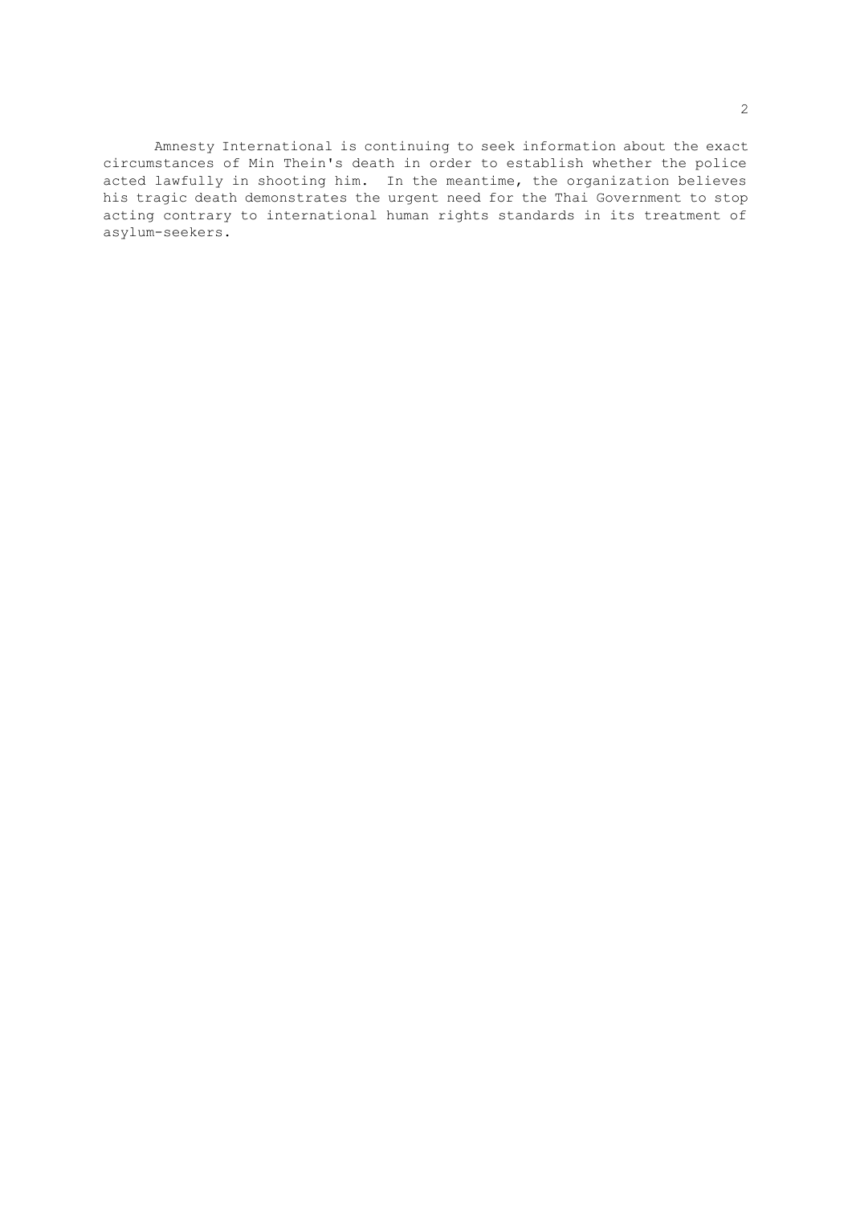Amnesty International is continuing to seek information about the exact circumstances of Min Thein's death in order to establish whether the police acted lawfully in shooting him. In the meantime, the organization believes his tragic death demonstrates the urgent need for the Thai Government to stop acting contrary to international human rights standards in its treatment of asylum-seekers.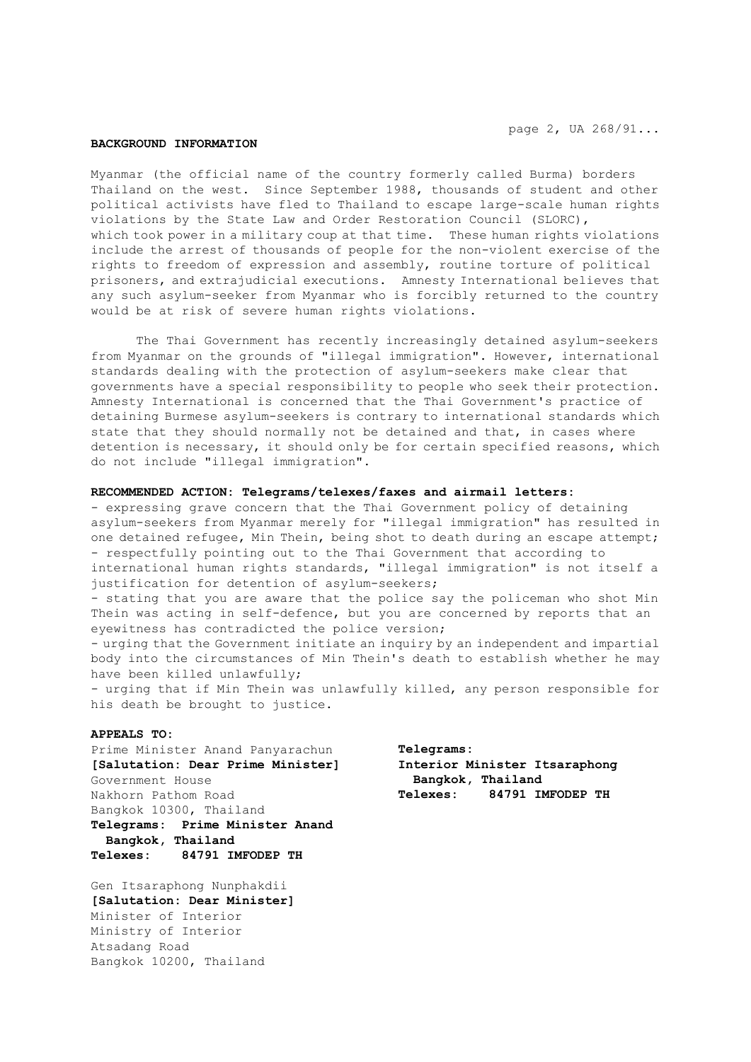## BACKGROUND INFORMATION

Myanmar (the official name of the country formerly called Burma) borders Thailand on the west. Since September 1988, thousands of student and other political activists have fled to Thailand to escape large-scale human rights violations by the State Law and Order Restoration Council (SLORC), which took power in a military coup at that time. These human rights violations include the arrest of thousands of people for the non-violent exercise of the rights to freedom of expression and assembly, routine torture of political prisoners, and extrajudicial executions. Amnesty International believes that any such asylum-seeker from Myanmar who is forcibly returned to the country would be at risk of severe human rights violations.

The Thai Government has recently increasingly detained asylum-seekers from Myanmar on the grounds of "illegal immigration". However, international standards dealing with the protection of asylum-seekers make clear that governments have a special responsibility to people who seek their protection. Amnesty International is concerned that the Thai Government's practice of detaining Burmese asylum-seekers is contrary to international standards which state that they should normally not be detained and that, in cases where detention is necessary, it should only be for certain specified reasons, which do not include "illegal immigration".

**RECOMMENDED ACTION: Telegrams/telexes/faxes and airmail letters:**

- expressing grave concern that the Thai Government policy of detaining asylum-seekers from Myanmar merely for "illegal immigration" has resulted in one detained refugee, Min Thein, being shot to death during an escape attempt;
- respectfully pointing out to the Thai Government that according to international human rights standards, "illegal immigration" is not itself a justification for detention of asylum-seekers;
- stating that you are aware that the police say the policeman who shot Min Thein was acting in self-defence, but you are concerned by reports that an eyewitness has contradicted the police version;
- urging that the Government initiate an inquiry by an independent and impartial body into the circumstances of Min Thein's death to establish whether he may have been killed unlawfully;
- urging that if Min Thein was unlawfully killed, any person responsible for his death be brought to justice.

**APPEALS TO:**

Prime Minister Anand Panyarachun
**[Salutation: Dear Prime Minister]**
Government House
Nakhorn Pathom Road
Bangkok 10300, Thailand
**Telegrams: Prime Minister Anand Bangkok, Thailand**
**Telexes: 84791 IMFODEP TH**

Gen Itsaraphong Nunphakdii
**[Salutation: Dear Minister]**
Minister of Interior
Ministry of Interior
Atsadang Road
Bangkok 10200, Thailand
**Telegrams: Interior Minister Itsaraphong Bangkok, Thailand**
**Telexes: 84791 IMFODEP TH**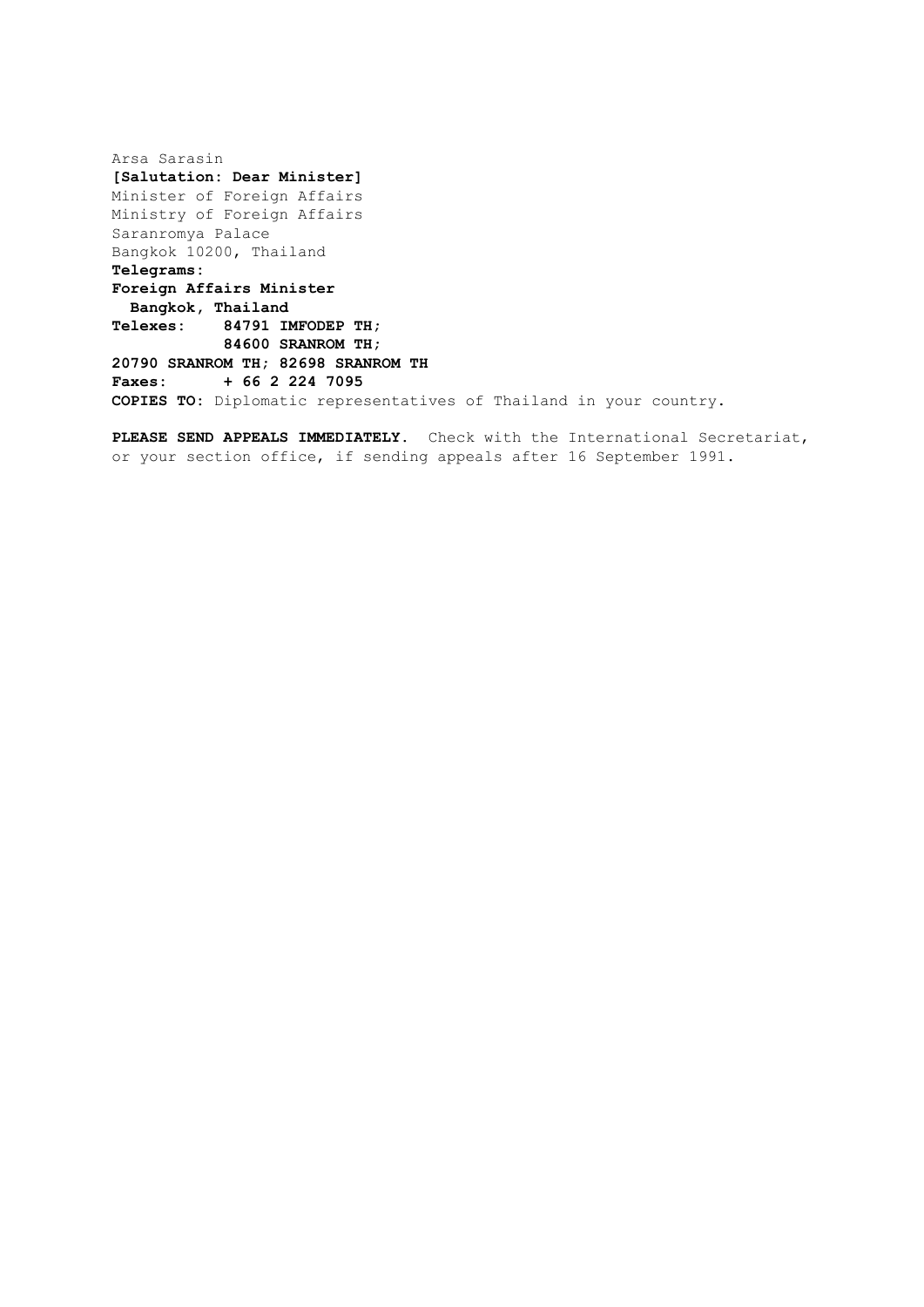Arsa Sarasin
**[Salutation: Dear Minister]**
Minister of Foreign Affairs
Ministry of Foreign Affairs
Saranromya Palace
Bangkok 10200, Thailand
**Telegrams:**
**Foreign Affairs Minister**
**Bangkok, Thailand**
**Telexes: 84791 IMFODEP TH;**
**84600 SRANROM TH;**
**20790 SRANROM TH; 82698 SRANROM TH**
**Faxes: + 66 2 224 7095**
**COPIES TO:** Diplomatic representatives of Thailand in your country.

**PLEASE SEND APPEALS IMMEDIATELY.** Check with the International Secretariat, or your section office, if sending appeals after 16 September 1991.